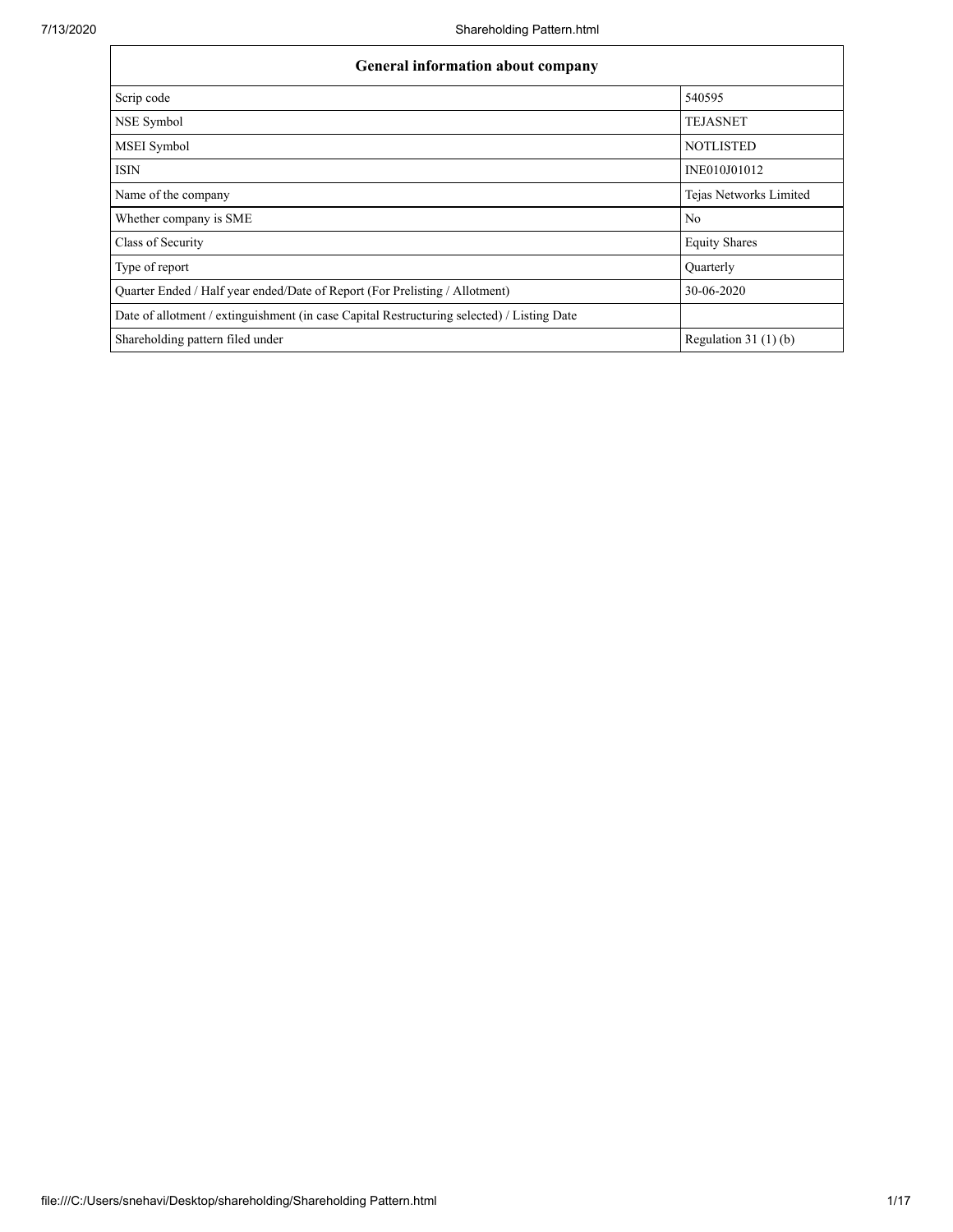| General information about company | |
|---|---|
| Scrip code | 540595 |
| NSE Symbol | TEJASNET |
| MSEI Symbol | NOTLISTED |
| ISIN | INE010J01012 |
| Name of the company | Tejas Networks Limited |
| Whether company is SME | No |
| Class of Security | Equity Shares |
| Type of report | Quarterly |
| Quarter Ended / Half year ended/Date of Report (For Prelisting / Allotment) | 30-06-2020 |
| Date of allotment / extinguishment (in case Capital Restructuring selected) / Listing Date | |
| Shareholding pattern filed under | Regulation 31 (1) (b) |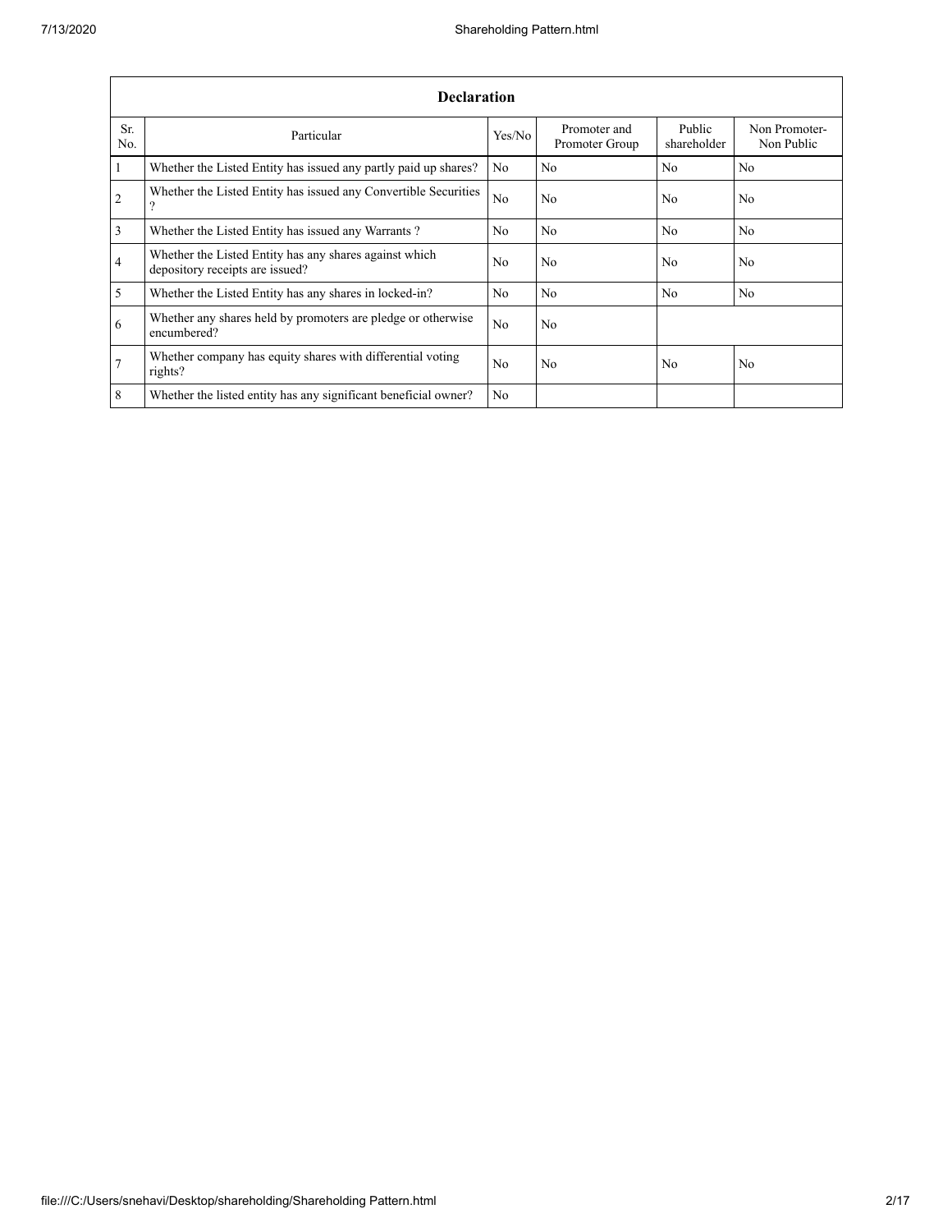| Declaration | | | | | |
|---|---|---|---|---|---|
| Sr. No. | Particular | Yes/No | Promoter and Promoter Group | Public shareholder | Non Promoter- Non Public |
| 1 | Whether the Listed Entity has issued any partly paid up shares? | No | No | No | No |
| 2 | Whether the Listed Entity has issued any Convertible Securities ? | No | No | No | No |
| 3 | Whether the Listed Entity has issued any Warrants ? | No | No | No | No |
| 4 | Whether the Listed Entity has any shares against which depository receipts are issued? | No | No | No | No |
| 5 | Whether the Listed Entity has any shares in locked-in? | No | No | No | No |
| 6 | Whether any shares held by promoters are pledge or otherwise encumbered? | No | No | | |
| 7 | Whether company has equity shares with differential voting rights? | No | No | No | No |
| 8 | Whether the listed entity has any significant beneficial owner? | No | | | |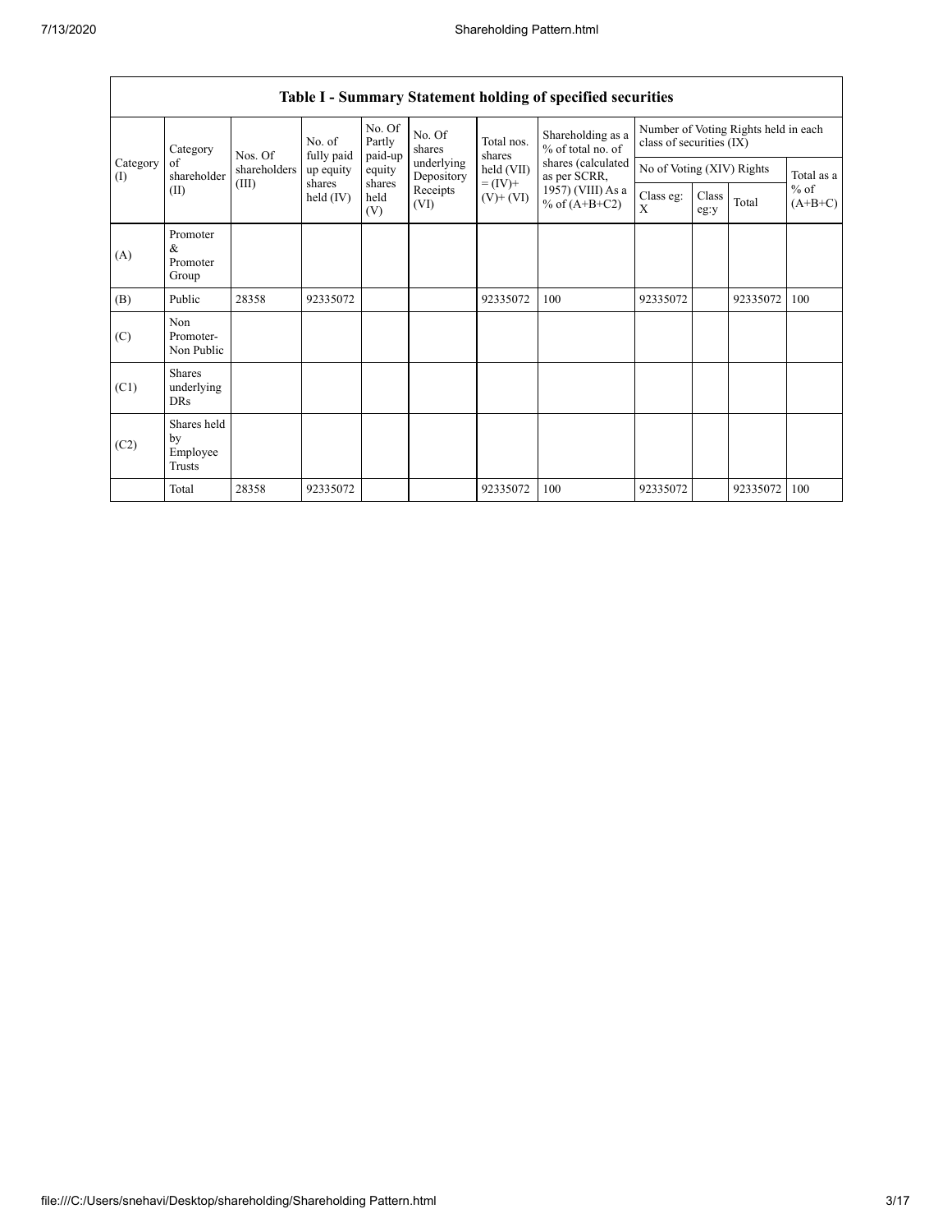## Table I - Summary Statement holding of specified securities

| Category (I) | Category of shareholder (II) | Nos. Of shareholders (III) | No. of fully paid up equity shares held (IV) | No. Of Partly paid-up equity shares held (V) | No. Of shares underlying Depository Receipts (VI) | Total nos. shares held (VII) = (IV)+ (V)+ (VI) | Shareholding as a % of total no. of shares (calculated as per SCRR, 1957) (VIII) As a % of (A+B+C2) | Number of Voting Rights held in each class of securities (IX) | | | |
|---|---|---|---|---|---|---|---|---|---|---|---|
| | | | | | | | | No of Voting (XIV) Rights | | | Total as a % of (A+B+C) |
| | | | | | | | | Class eg: X | Class eg:y | Total | |
| (A) | Promoter & Promoter Group | | | | | | | | | | |
| (B) | Public | 28358 | 92335072 | | | 92335072 | 100 | 92335072 | | 92335072 | 100 |
| (C) | Non Promoter- Non Public | | | | | | | | | | |
| (C1) | Shares underlying DRs | | | | | | | | | | |
| (C2) | Shares held by Employee Trusts | | | | | | | | | | |
| | Total | 28358 | 92335072 | | | 92335072 | 100 | 92335072 | | 92335072 | 100 |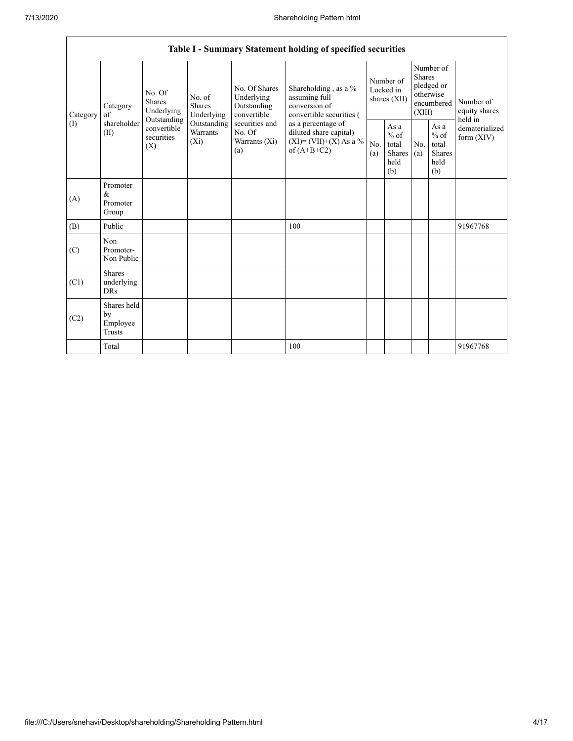| Table I - Summary Statement holding of specified securities | | | | | | | | | | | |
|---|---|---|---|---|---|---|---|---|---|---|---|
| Category (I) | Category of shareholder (II) | No. Of Shares Underlying Outstanding convertible securities (X) | No. of Shares Underlying Outstanding Warrants (Xi) | No. Of Shares Underlying Outstanding convertible securities and No. Of Warrants (Xi) (a) | Shareholding , as a % assuming full conversion of convertible securities ( as a percentage of diluted share capital) (XI)= (VII)+(X) As a % of (A+B+C2) | Number of Locked in shares (XII) | | Number of Shares pledged or otherwise encumbered (XIII) | | Number of equity shares held in dematerialized form (XIV) |
| | | | | | | No. (a) | As a % of total Shares held (b) | No. (a) | As a % of total Shares held (b) | |
| (A) | Promoter & Promoter Group | | | | | | | | | |
| (B) | Public | | | | 100 | | | | | 91967768 |
| (C) | Non Promoter- Non Public | | | | | | | | | |
| (C1) | Shares underlying DRs | | | | | | | | | |
| (C2) | Shares held by Employee Trusts | | | | | | | | | |
| | Total | | | | 100 | | | | | 91967768 |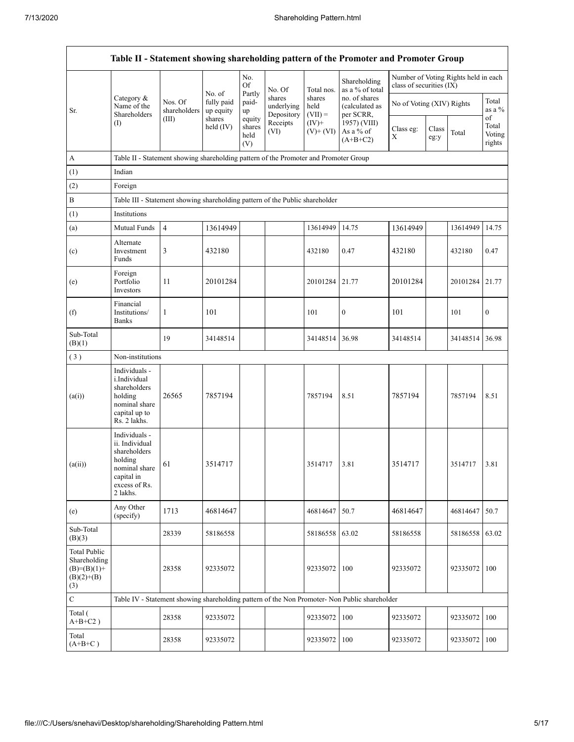| Table II - Statement showing shareholding pattern of the Promoter and Promoter Group | | | | | | | | | | | | |
|---|---|---|---|---|---|---|---|---|---|---|---|---|
| Sr. | Category & Name of the Shareholders (I) | Nos. Of shareholders (III) | No. of fully paid up equity shares held (IV) | No. Of Partly paid-up equity shares held (V) | No. Of shares underlying Depository Receipts (VI) | Total nos. shares held (VII) = (IV)+ (V)+ (VI) | Shareholding as a % of total no. of shares (calculated as per SCRR, 1957) (VIII) As a % of (A+B+C2) | Number of Voting Rights held in each class of securities (IX) | | | |
| | | | | | | | | No of Voting (XIV) Rights | | | Total as a % of Total Voting rights |
| | | | | | | | | Class eg: X | Class eg:y | Total | |
| A | Table II - Statement showing shareholding pattern of the Promoter and Promoter Group | | | | | | | | | | |
| (1) | Indian | | | | | | | | | | |
| (2) | Foreign | | | | | | | | | | |
| B | Table III - Statement showing shareholding pattern of the Public shareholder | | | | | | | | | | |
| (1) | Institutions | | | | | | | | | | |
| (a) | Mutual Funds | 4 | 13614949 | | | 13614949 | 14.75 | 13614949 | | 13614949 | 14.75 |
| (c) | Alternate Investment Funds | 3 | 432180 | | | 432180 | 0.47 | 432180 | | 432180 | 0.47 |
| (e) | Foreign Portfolio Investors | 11 | 20101284 | | | 20101284 | 21.77 | 20101284 | | 20101284 | 21.77 |
| (f) | Financial Institutions/ Banks | 1 | 101 | | | 101 | 0 | 101 | | 101 | 0 |
| Sub-Total (B)(1) | | 19 | 34148514 | | | 34148514 | 36.98 | 34148514 | | 34148514 | 36.98 |
| ( 3 ) | Non-institutions | | | | | | | | | | |
| (a(i)) | Individuals - i.Individual shareholders holding nominal share capital up to Rs. 2 lakhs. | 26565 | 7857194 | | | 7857194 | 8.51 | 7857194 | | 7857194 | 8.51 |
| (a(ii)) | Individuals - ii. Individual shareholders holding nominal share capital in excess of Rs. 2 lakhs. | 61 | 3514717 | | | 3514717 | 3.81 | 3514717 | | 3514717 | 3.81 |
| (e) | Any Other (specify) | 1713 | 46814647 | | | 46814647 | 50.7 | 46814647 | | 46814647 | 50.7 |
| Sub-Total (B)(3) | | 28339 | 58186558 | | | 58186558 | 63.02 | 58186558 | | 58186558 | 63.02 |
| Total Public Shareholding (B)=(B)(1)+(B)(2)+(B)(3) | | 28358 | 92335072 | | | 92335072 | 100 | 92335072 | | 92335072 | 100 |
| C | Table IV - Statement showing shareholding pattern of the Non Promoter- Non Public shareholder | | | | | | | | | | |
| Total ( A+B+C2 ) | | 28358 | 92335072 | | | 92335072 | 100 | 92335072 | | 92335072 | 100 |
| Total (A+B+C ) | | 28358 | 92335072 | | | 92335072 | 100 | 92335072 | | 92335072 | 100 |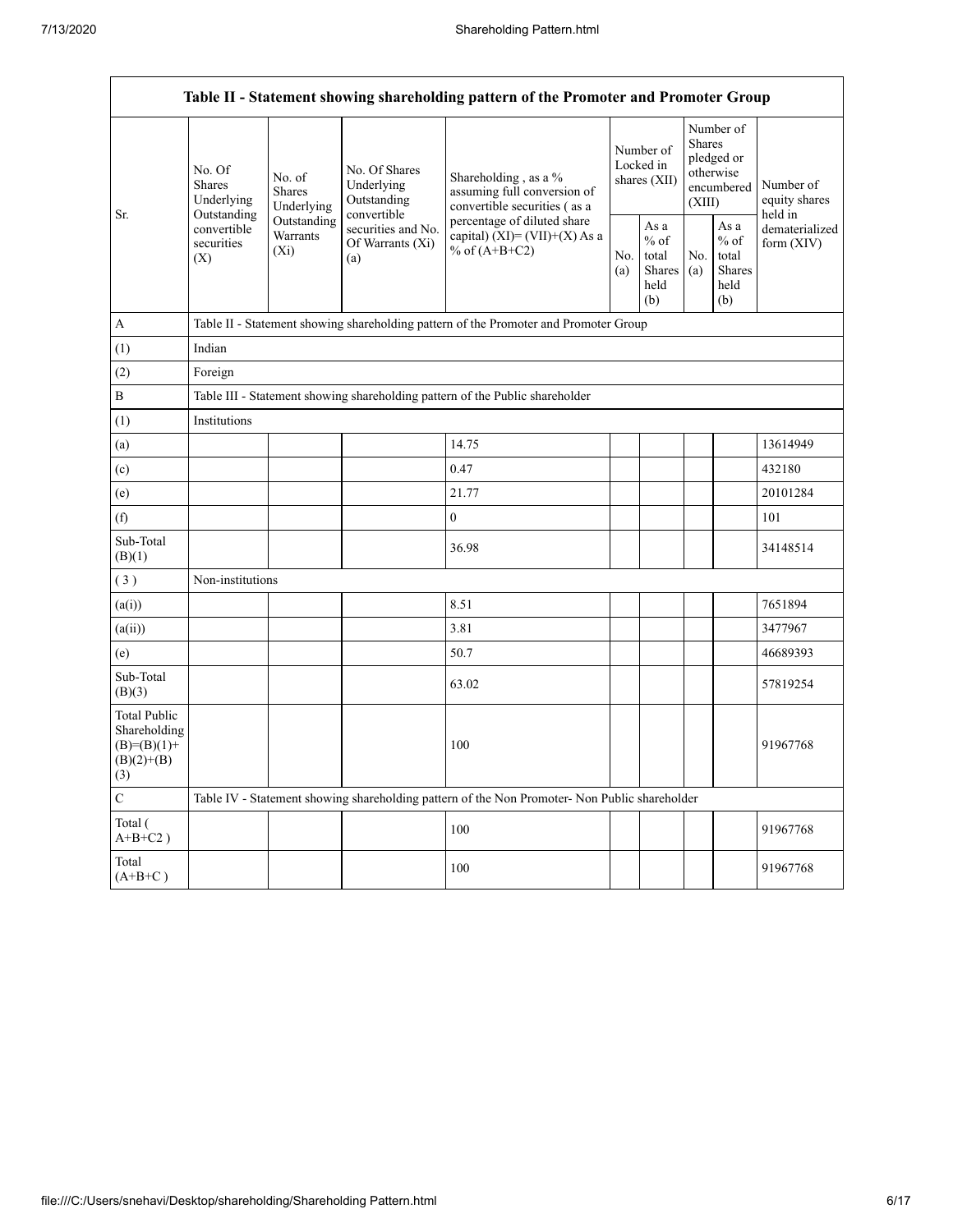| Table II - Statement showing shareholding pattern of the Promoter and Promoter Group | | | | | | | | | |
|---|---|---|---|---|---|---|---|---|---|
| Sr. | No. Of Shares Underlying Outstanding convertible securities (X) | No. of Shares Underlying Outstanding Warrants (Xi) | No. Of Shares Underlying Outstanding convertible securities and No. Of Warrants (Xi) (a) | Shareholding , as a % assuming full conversion of convertible securities ( as a percentage of diluted share capital) (XI)= (VII)+(X) As a % of (A+B+C2) | Number of Locked in shares (XII) | | Number of Shares pledged or otherwise encumbered (XIII) | | Number of equity shares held in dematerialized form (XIV) |
| | | | | | No. (a) | As a % of total Shares held (b) | No. (a) | As a % of total Shares held (b) | |
| A | Table II - Statement showing shareholding pattern of the Promoter and Promoter Group | | | | | | | | |
| (1) | Indian | | | | | | | | |
| (2) | Foreign | | | | | | | | |
| B | Table III - Statement showing shareholding pattern of the Public shareholder | | | | | | | | |
| (1) | Institutions | | | | | | | | |
| (a) | | | | 14.75 | | | | | 13614949 |
| (c) | | | | 0.47 | | | | | 432180 |
| (e) | | | | 21.77 | | | | | 20101284 |
| (f) | | | | 0 | | | | | 101 |
| Sub-Total (B)(1) | | | | 36.98 | | | | | 34148514 |
| ( 3 ) | Non-institutions | | | | | | | | |
| (a(i)) | | | | 8.51 | | | | | 7651894 |
| (a(ii)) | | | | 3.81 | | | | | 3477967 |
| (e) | | | | 50.7 | | | | | 46689393 |
| Sub-Total (B)(3) | | | | 63.02 | | | | | 57819254 |
| Total Public Shareholding (B)=(B)(1)+(B)(2)+(B)(3) | | | | 100 | | | | | 91967768 |
| C | Table IV - Statement showing shareholding pattern of the Non Promoter- Non Public shareholder | | | | | | | | |
| Total ( A+B+C2 ) | | | | 100 | | | | | 91967768 |
| Total (A+B+C ) | | | | 100 | | | | | 91967768 |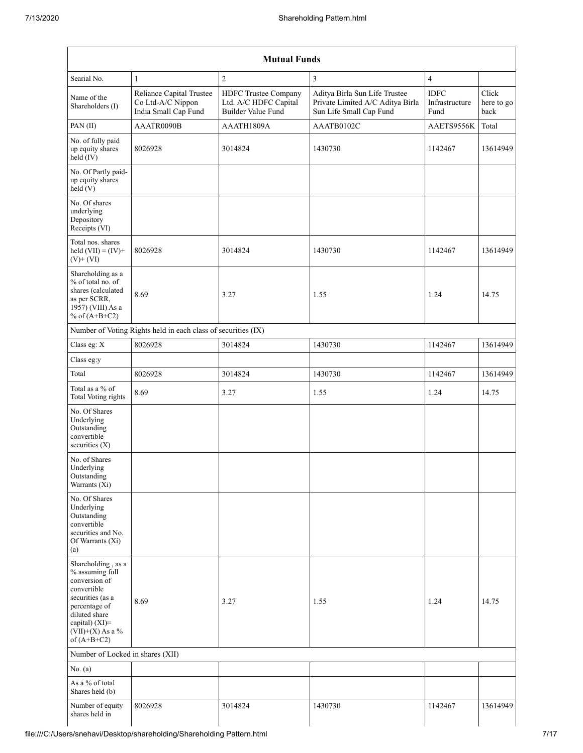| Mutual Funds | | | | | |
|---|---|---|---|---|---|
| Searial No. | 1 | 2 | 3 | 4 | |
| Name of the Shareholders (I) | Reliance Capital Trustee Co Ltd-A/C Nippon India Small Cap Fund | HDFC Trustee Company Ltd. A/C HDFC Capital Builder Value Fund | Aditya Birla Sun Life Trustee Private Limited A/C Aditya Birla Sun Life Small Cap Fund | IDFC Infrastructure Fund | Click here to go back |
| PAN (II) | AAATR0090B | AAATH1809A | AAATB0102C | AAETS9556K | Total |
| No. of fully paid up equity shares held (IV) | 8026928 | 3014824 | 1430730 | 1142467 | 13614949 |
| No. Of Partly paid-up equity shares held (V) | | | | | |
| No. Of shares underlying Depository Receipts (VI) | | | | | |
| Total nos. shares held (VII) = (IV)+ (V)+ (VI) | 8026928 | 3014824 | 1430730 | 1142467 | 13614949 |
| Shareholding as a % of total no. of shares (calculated as per SCRR, 1957) (VIII) As a % of (A+B+C2) | 8.69 | 3.27 | 1.55 | 1.24 | 14.75 |
| Number of Voting Rights held in each class of securities (IX) | | | | | |
| Class eg: X | 8026928 | 3014824 | 1430730 | 1142467 | 13614949 |
| Class eg:y | | | | | |
| Total | 8026928 | 3014824 | 1430730 | 1142467 | 13614949 |
| Total as a % of Total Voting rights | 8.69 | 3.27 | 1.55 | 1.24 | 14.75 |
| No. Of Shares Underlying Outstanding convertible securities (X) | | | | | |
| No. of Shares Underlying Outstanding Warrants (Xi) | | | | | |
| No. Of Shares Underlying Outstanding convertible securities and No. Of Warrants (Xi) (a) | | | | | |
| Shareholding , as a % assuming full conversion of convertible securities (as a percentage of diluted share capital) (XI)= (VII)+(X) As a % of (A+B+C2) | 8.69 | 3.27 | 1.55 | 1.24 | 14.75 |
| Number of Locked in shares (XII) | | | | | |
| No. (a) | | | | | |
| As a % of total Shares held (b) | | | | | |
| Number of equity shares held in | 8026928 | 3014824 | 1430730 | 1142467 | 13614949 |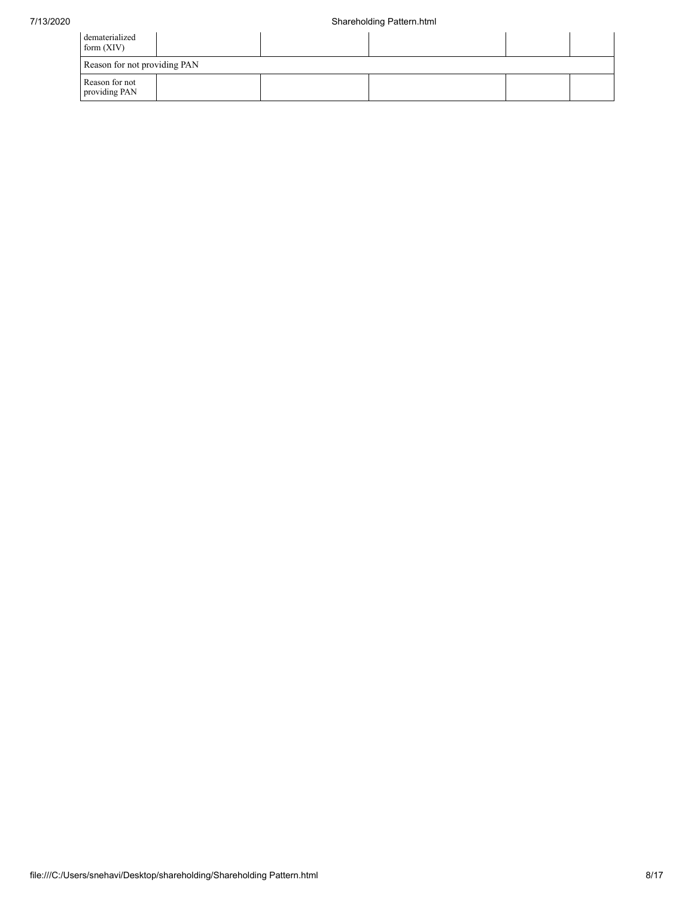| | | | | | |
|---|---|---|---|---|---|
| dematerialized form (XIV) | | | | | |
| Reason for not providing PAN | | | | | |
| Reason for not providing PAN | | | | | |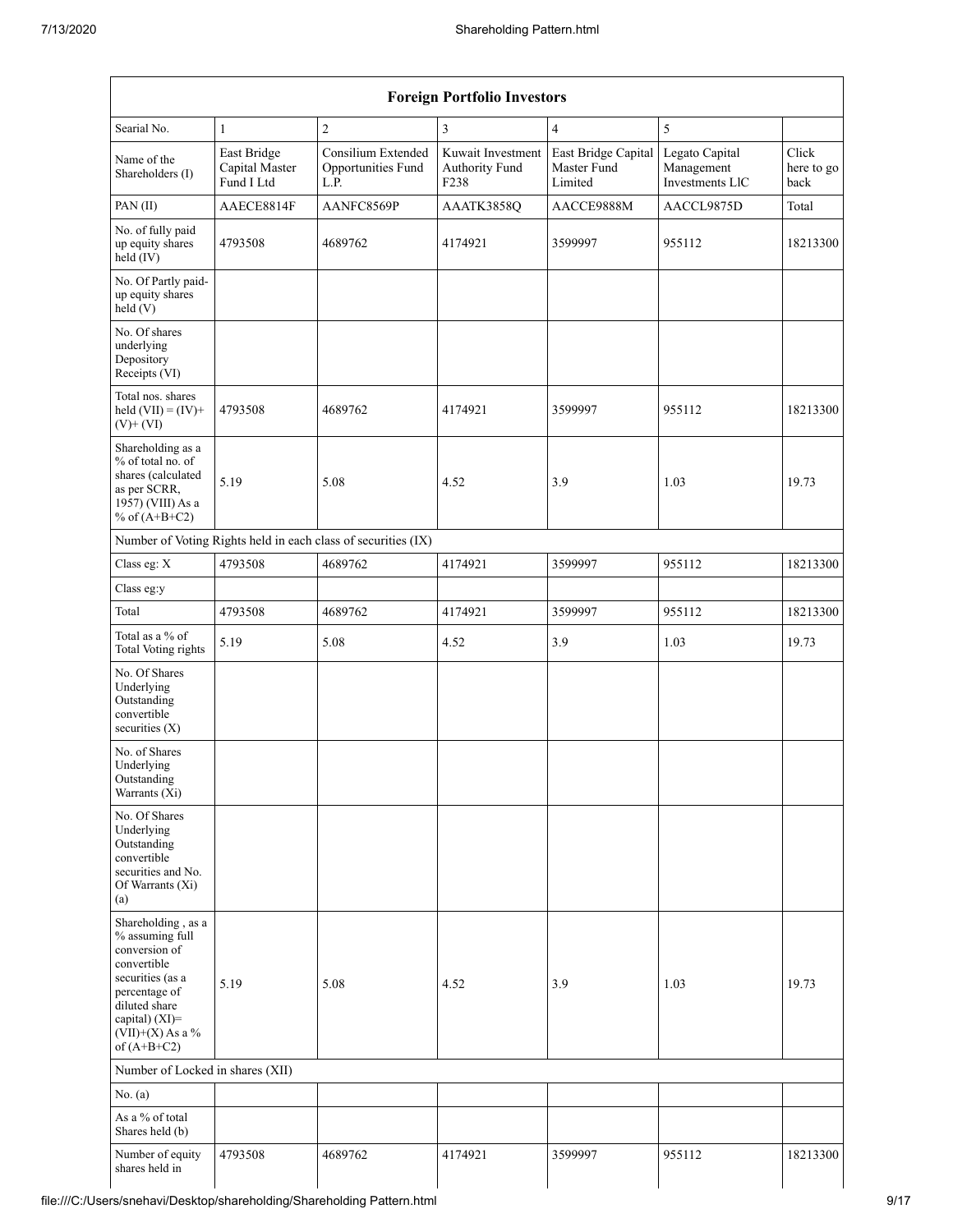| Foreign Portfolio Investors | | | | | | |
|---|---|---|---|---|---|---|
| Searial No. | 1 | 2 | 3 | 4 | 5 | |
| Name of the Shareholders (I) | East Bridge Capital Master Fund I Ltd | Consilium Extended Opportunities Fund L.P. | Kuwait Investment Authority Fund F238 | East Bridge Capital Master Fund Limited | Legato Capital Management Investments LlC | Click here to go back |
| PAN (II) | AAECE8814F | AANFC8569P | AAATK3858Q | AACCE9888M | AACCL9875D | Total |
| No. of fully paid up equity shares held (IV) | 4793508 | 4689762 | 4174921 | 3599997 | 955112 | 18213300 |
| No. Of Partly paid-up equity shares held (V) | | | | | | |
| No. Of shares underlying Depository Receipts (VI) | | | | | | |
| Total nos. shares held (VII) = (IV)+ (V)+ (VI) | 4793508 | 4689762 | 4174921 | 3599997 | 955112 | 18213300 |
| Shareholding as a % of total no. of shares (calculated as per SCRR, 1957) (VIII) As a % of (A+B+C2) | 5.19 | 5.08 | 4.52 | 3.9 | 1.03 | 19.73 |
| Number of Voting Rights held in each class of securities (IX) | | | | | | |
| Class eg: X | 4793508 | 4689762 | 4174921 | 3599997 | 955112 | 18213300 |
| Class eg:y | | | | | | |
| Total | 4793508 | 4689762 | 4174921 | 3599997 | 955112 | 18213300 |
| Total as a % of Total Voting rights | 5.19 | 5.08 | 4.52 | 3.9 | 1.03 | 19.73 |
| No. Of Shares Underlying Outstanding convertible securities (X) | | | | | | |
| No. of Shares Underlying Outstanding Warrants (Xi) | | | | | | |
| No. Of Shares Underlying Outstanding convertible securities and No. Of Warrants (Xi) (a) | | | | | | |
| Shareholding , as a % assuming full conversion of convertible securities (as a percentage of diluted share capital) (XI)= (VII)+(X) As a % of (A+B+C2) | 5.19 | 5.08 | 4.52 | 3.9 | 1.03 | 19.73 |
| Number of Locked in shares (XII) | | | | | | |
| No. (a) | | | | | | |
| As a % of total Shares held (b) | | | | | | |
| Number of equity shares held in | 4793508 | 4689762 | 4174921 | 3599997 | 955112 | 18213300 |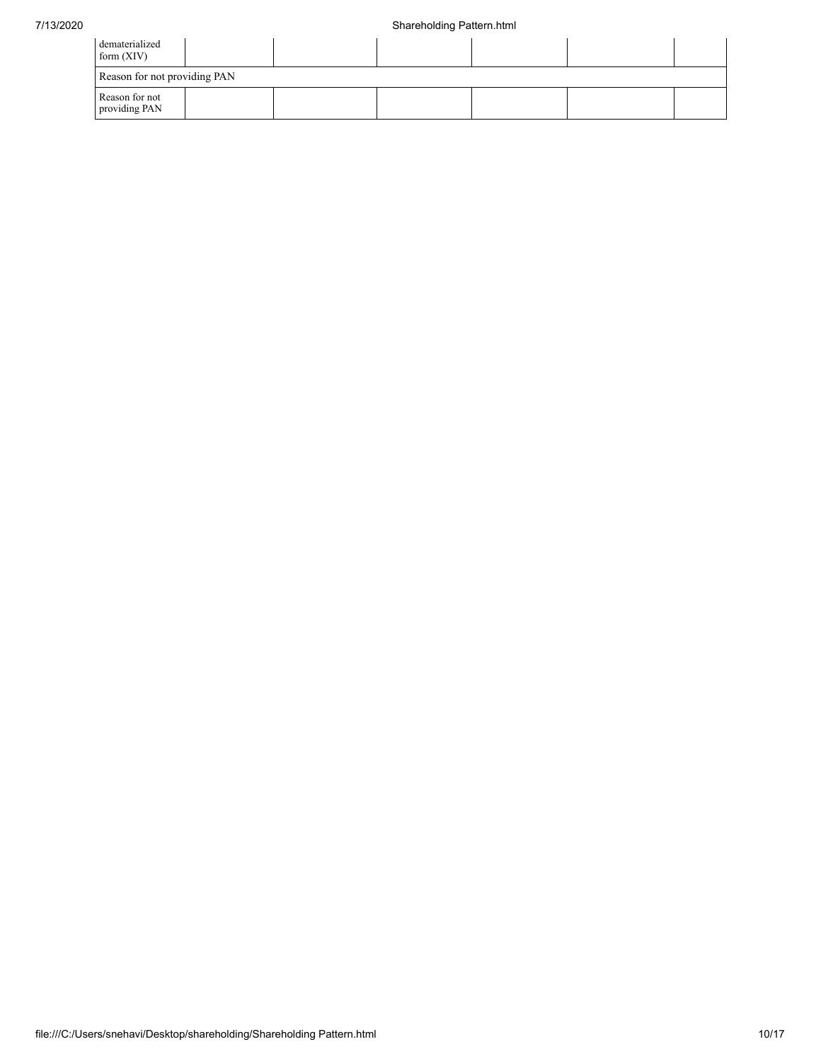| | | | | | | |
|---|---|---|---|---|---|---|
| dematerialized form (XIV) | | | | | | |
| Reason for not providing PAN | | | | | | |
| Reason for not providing PAN | | | | | | |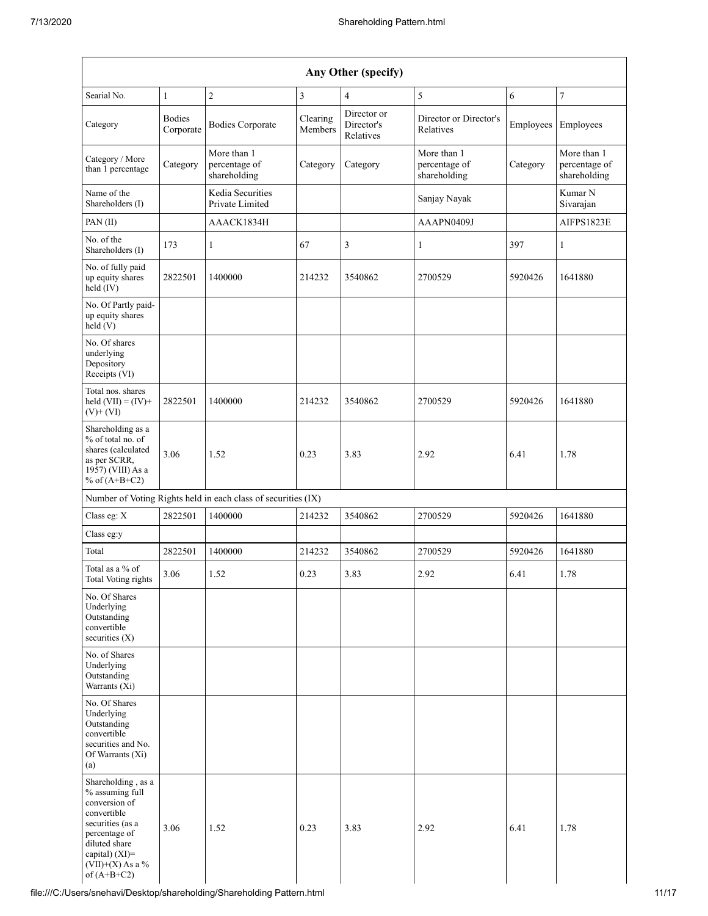| Any Other (specify) | | | | | | | |
|---|---|---|---|---|---|---|---|
| Searial No. | 1 | 2 | 3 | 4 | 5 | 6 | 7 |
| Category | Bodies Corporate | Bodies Corporate | Clearing Members | Director or Director's Relatives | Director or Director's Relatives | Employees | Employees |
| Category / More than 1 percentage | Category | More than 1 percentage of shareholding | Category | Category | More than 1 percentage of shareholding | Category | More than 1 percentage of shareholding |
| Name of the Shareholders (I) | | Kedia Securities Private Limited | | | Sanjay Nayak | | Kumar N Sivarajan |
| PAN (II) | | AAACK1834H | | | AAAPN0409J | | AIFPS1823E |
| No. of the Shareholders (I) | 173 | 1 | 67 | 3 | 1 | 397 | 1 |
| No. of fully paid up equity shares held (IV) | 2822501 | 1400000 | 214232 | 3540862 | 2700529 | 5920426 | 1641880 |
| No. Of Partly paid-up equity shares held (V) | | | | | | | |
| No. Of shares underlying Depository Receipts (VI) | | | | | | | |
| Total nos. shares held (VII) = (IV)+ (V)+ (VI) | 2822501 | 1400000 | 214232 | 3540862 | 2700529 | 5920426 | 1641880 |
| Shareholding as a % of total no. of shares (calculated as per SCRR, 1957) (VIII) As a % of (A+B+C2) | 3.06 | 1.52 | 0.23 | 3.83 | 2.92 | 6.41 | 1.78 |
| Number of Voting Rights held in each class of securities (IX) | | | | | | | |
| Class eg: X | 2822501 | 1400000 | 214232 | 3540862 | 2700529 | 5920426 | 1641880 |
| Class eg:y | | | | | | | |
| Total | 2822501 | 1400000 | 214232 | 3540862 | 2700529 | 5920426 | 1641880 |
| Total as a % of Total Voting rights | 3.06 | 1.52 | 0.23 | 3.83 | 2.92 | 6.41 | 1.78 |
| No. Of Shares Underlying Outstanding convertible securities (X) | | | | | | | |
| No. of Shares Underlying Outstanding Warrants (Xi) | | | | | | | |
| No. Of Shares Underlying Outstanding convertible securities and No. Of Warrants (Xi) (a) | | | | | | | |
| Shareholding , as a % assuming full conversion of convertible securities (as a percentage of diluted share capital) (XI)= (VII)+(X) As a % of (A+B+C2) | 3.06 | 1.52 | 0.23 | 3.83 | 2.92 | 6.41 | 1.78 |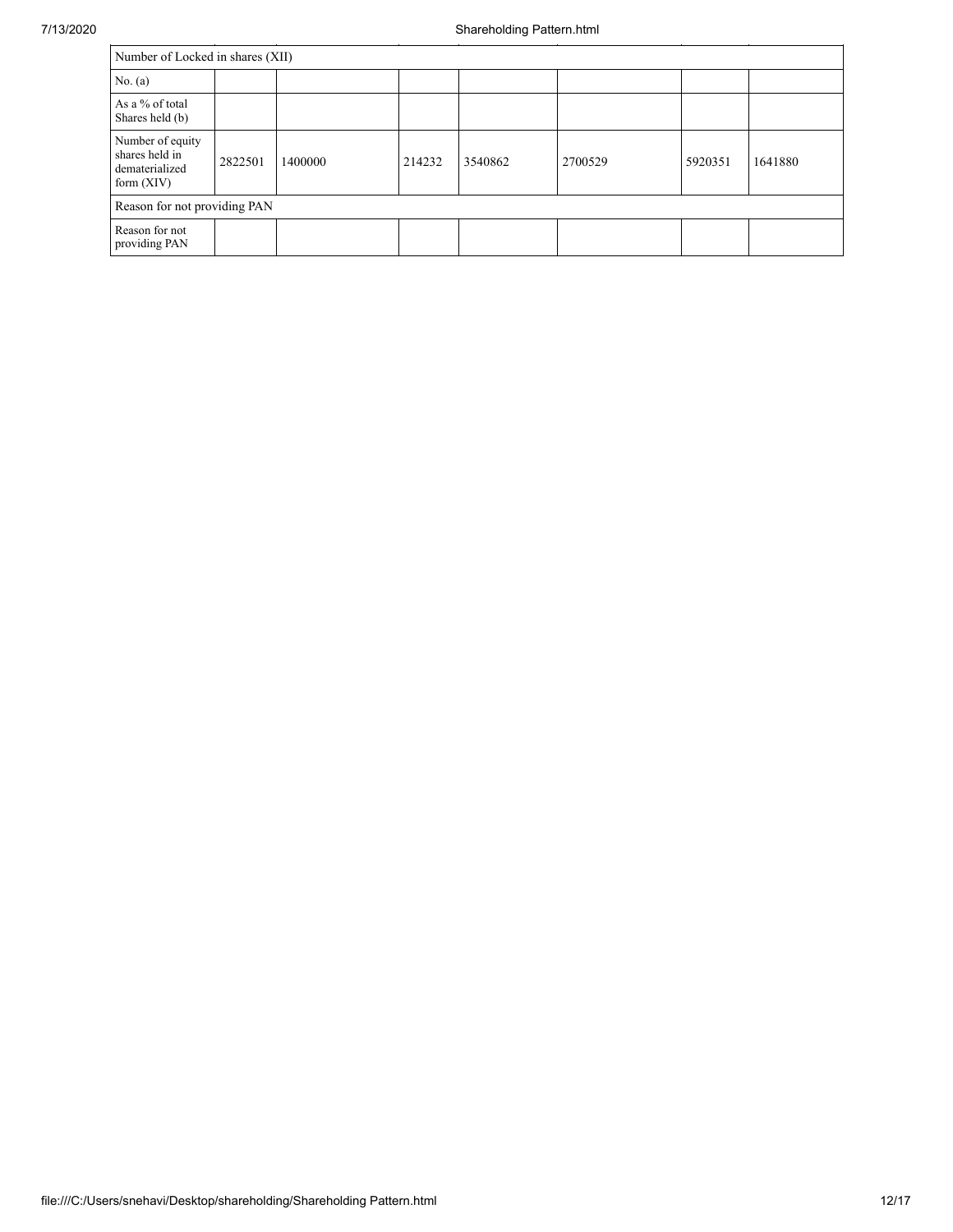| Number of Locked in shares (XII) | | | | | | | |
|---|---|---|---|---|---|---|---|
| No. (a) | | | | | | | |
| As a % of total Shares held (b) | | | | | | | |
| Number of equity shares held in dematerialized form (XIV) | 2822501 | 1400000 | 214232 | 3540862 | 2700529 | 5920351 | 1641880 |
| Reason for not providing PAN | | | | | | | |
| Reason for not providing PAN | | | | | | | |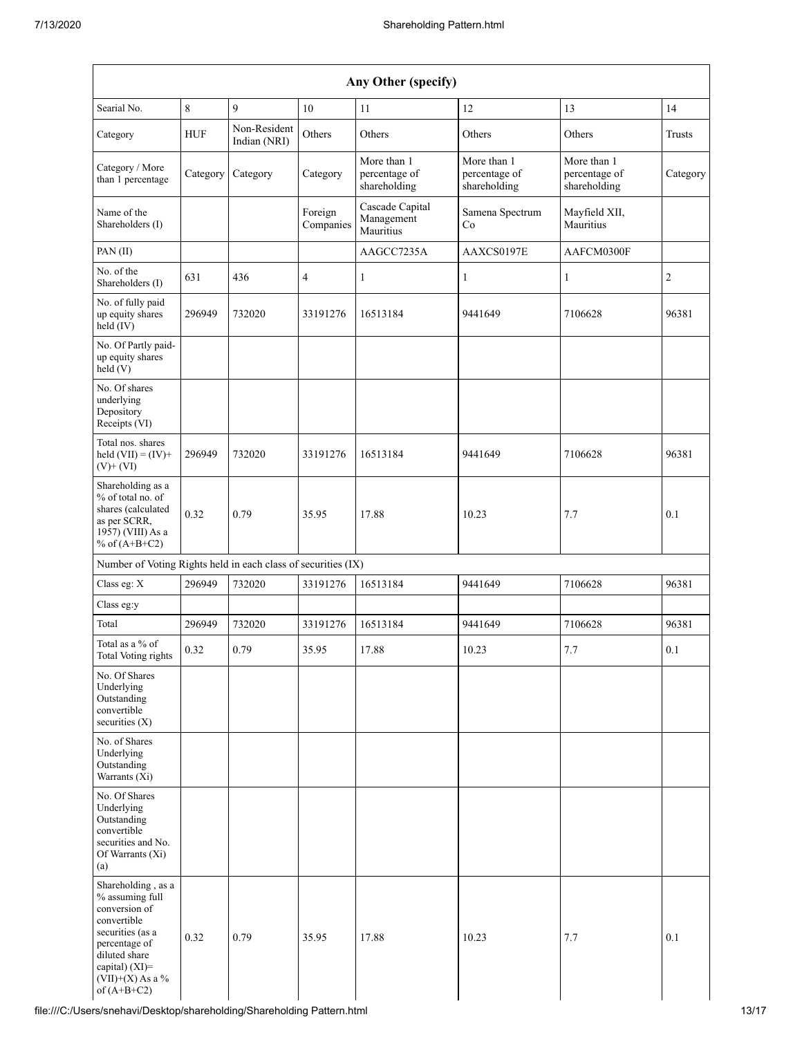| Any Other (specify) | | | | | | | |
|---|---|---|---|---|---|---|---|
| Searial No. | 8 | 9 | 10 | 11 | 12 | 13 | 14 |
| Category | HUF | Non-Resident Indian (NRI) | Others | Others | Others | Others | Trusts |
| Category / More than 1 percentage | Category | Category | Category | More than 1 percentage of shareholding | More than 1 percentage of shareholding | More than 1 percentage of shareholding | Category |
| Name of the Shareholders (I) | | | Foreign Companies | Cascade Capital Management Mauritius | Samena Spectrum Co | Mayfield XII, Mauritius | |
| PAN (II) | | | | AAGCC7235A | AAXCS0197E | AAFCM0300F | |
| No. of the Shareholders (I) | 631 | 436 | 4 | 1 | 1 | 1 | 2 |
| No. of fully paid up equity shares held (IV) | 296949 | 732020 | 33191276 | 16513184 | 9441649 | 7106628 | 96381 |
| No. Of Partly paid-up equity shares held (V) | | | | | | | |
| No. Of shares underlying Depository Receipts (VI) | | | | | | | |
| Total nos. shares held (VII) = (IV)+ (V)+ (VI) | 296949 | 732020 | 33191276 | 16513184 | 9441649 | 7106628 | 96381 |
| Shareholding as a % of total no. of shares (calculated as per SCRR, 1957) (VIII) As a % of (A+B+C2) | 0.32 | 0.79 | 35.95 | 17.88 | 10.23 | 7.7 | 0.1 |
| Number of Voting Rights held in each class of securities (IX) | | | | | | | |
| Class eg: X | 296949 | 732020 | 33191276 | 16513184 | 9441649 | 7106628 | 96381 |
| Class eg:y | | | | | | | |
| Total | 296949 | 732020 | 33191276 | 16513184 | 9441649 | 7106628 | 96381 |
| Total as a % of Total Voting rights | 0.32 | 0.79 | 35.95 | 17.88 | 10.23 | 7.7 | 0.1 |
| No. Of Shares Underlying Outstanding convertible securities (X) | | | | | | | |
| No. of Shares Underlying Outstanding Warrants (Xi) | | | | | | | |
| No. Of Shares Underlying Outstanding convertible securities and No. Of Warrants (Xi) (a) | | | | | | | |
| Shareholding , as a % assuming full conversion of convertible securities (as a percentage of diluted share capital) (XI)= (VII)+(X) As a % of (A+B+C2) | 0.32 | 0.79 | 35.95 | 17.88 | 10.23 | 7.7 | 0.1 |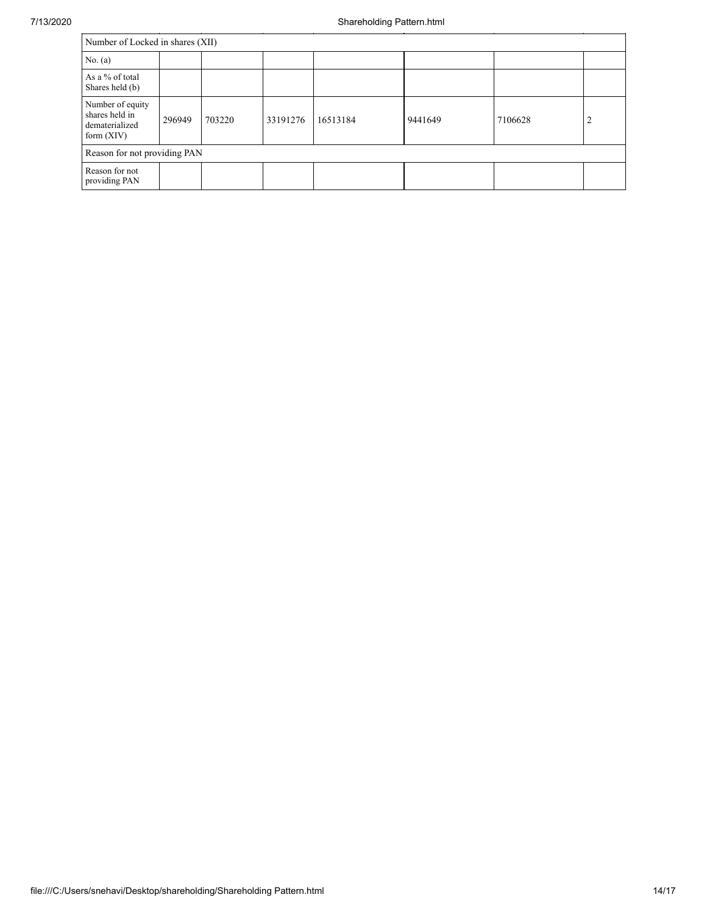| Number of Locked in shares (XII) | | | | | | | |
|---|---|---|---|---|---|---|---|
| No. (a) | | | | | | | |
| As a % of total Shares held (b) | | | | | | | |
| Number of equity shares held in dematerialized form (XIV) | 296949 | 703220 | 33191276 | 16513184 | 9441649 | 7106628 | 2 |
| Reason for not providing PAN | | | | | | | |
| Reason for not providing PAN | | | | | | | |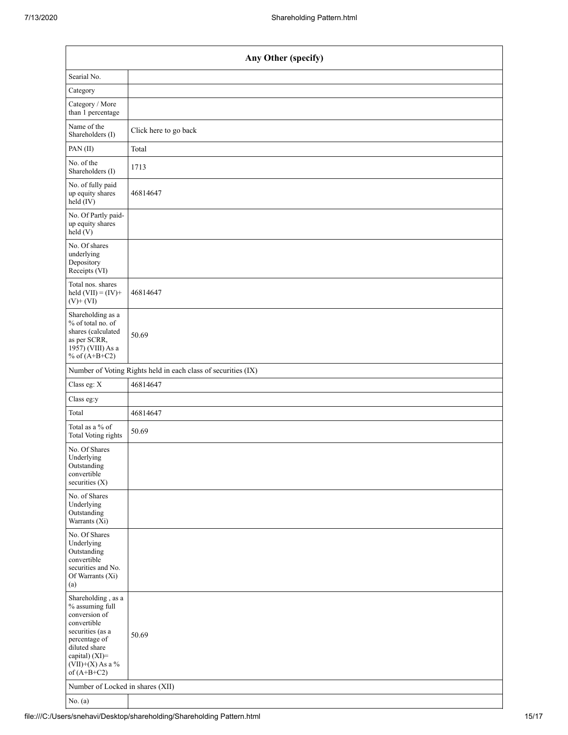| Any Other (specify) | |
|---|---|
| Searial No. | |
| Category | |
| Category / More than 1 percentage | |
| Name of the Shareholders (I) | Click here to go back |
| PAN (II) | Total |
| No. of the Shareholders (I) | 1713 |
| No. of fully paid up equity shares held (IV) | 46814647 |
| No. Of Partly paid-up equity shares held (V) | |
| No. Of shares underlying Depository Receipts (VI) | |
| Total nos. shares held (VII) = (IV)+ (V)+ (VI) | 46814647 |
| Shareholding as a % of total no. of shares (calculated as per SCRR, 1957) (VIII) As a % of (A+B+C2) | 50.69 |
| Number of Voting Rights held in each class of securities (IX) | |
| Class eg: X | 46814647 |
| Class eg:y | |
| Total | 46814647 |
| Total as a % of Total Voting rights | 50.69 |
| No. Of Shares Underlying Outstanding convertible securities (X) | |
| No. of Shares Underlying Outstanding Warrants (Xi) | |
| No. Of Shares Underlying Outstanding convertible securities and No. Of Warrants (Xi) (a) | |
| Shareholding , as a % assuming full conversion of convertible securities (as a percentage of diluted share capital) (XI)= (VII)+(X) As a % of (A+B+C2) | 50.69 |
| Number of Locked in shares (XII) | |
| No. (a) | |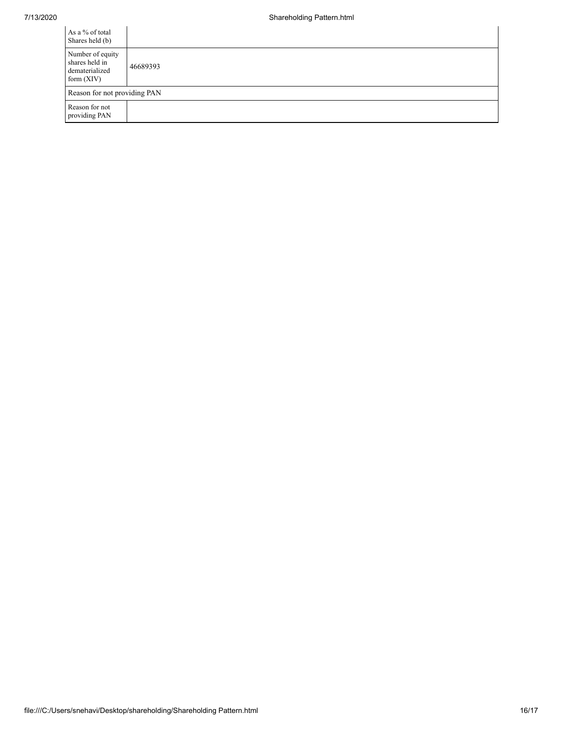| As a % of total Shares held (b) | |
|---|---|
| Number of equity shares held in dematerialized form (XIV) | 46689393 |
| Reason for not providing PAN | |
| Reason for not providing PAN | |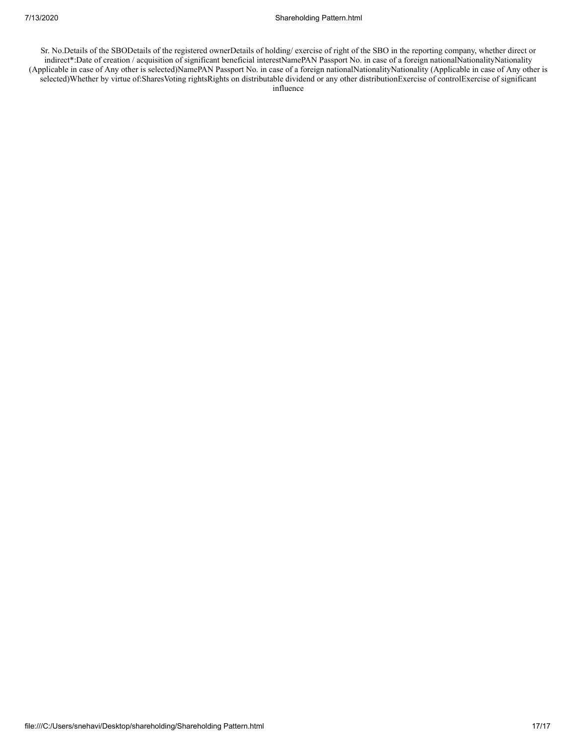Sr. No.Details of the SBODetails of the registered ownerDetails of holding/ exercise of right of the SBO in the reporting company, whether direct or indirect*:Date of creation / acquisition of significant beneficial interestNamePAN Passport No. in case of a foreign nationalNationalityNationality (Applicable in case of Any other is selected)NamePAN Passport No. in case of a foreign nationalNationalityNationality (Applicable in case of Any other is selected)Whether by virtue of:SharesVoting rightsRights on distributable dividend or any other distributionExercise of controlExercise of significant influence